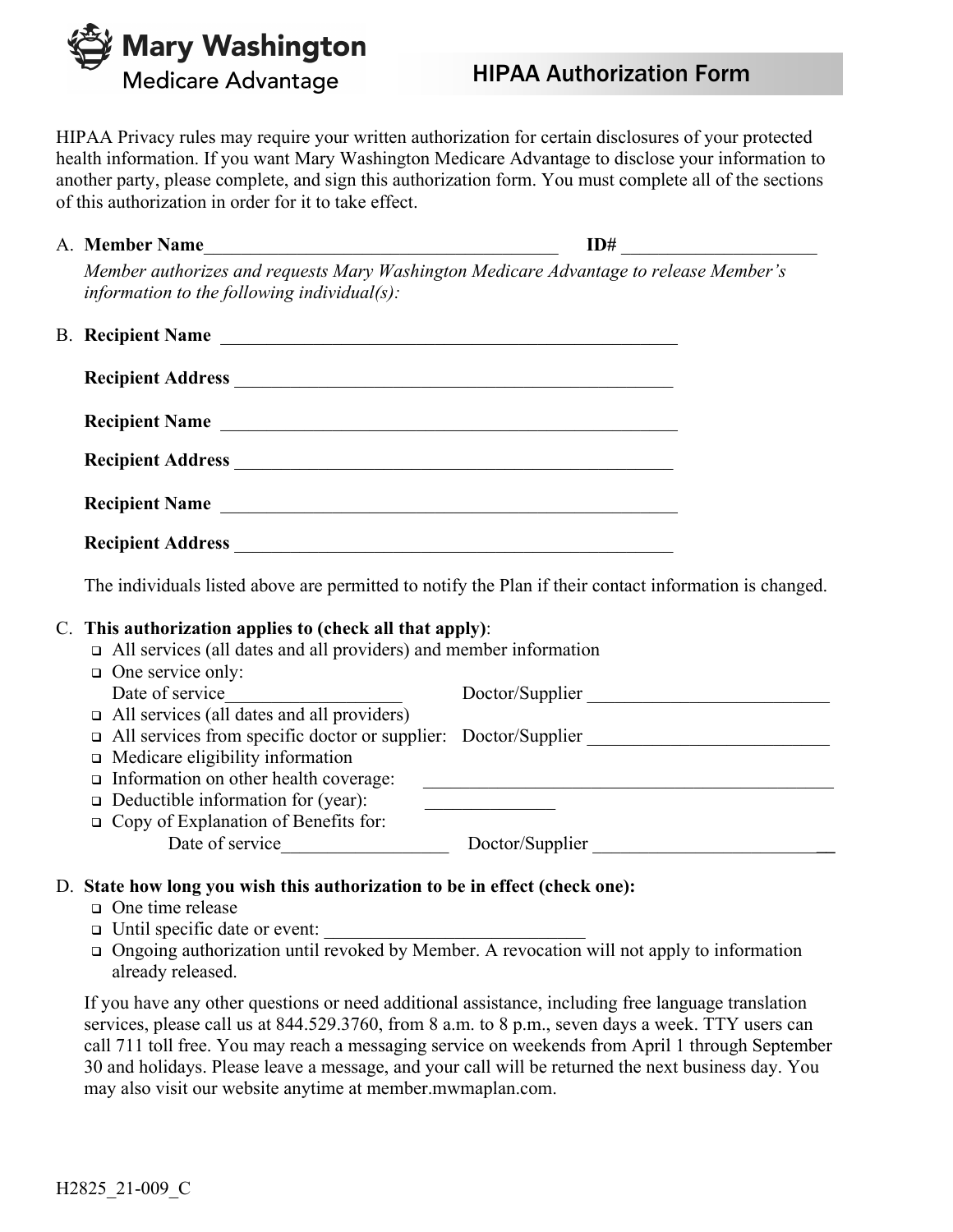**Mary Washington**
Medicare Advantage

# HIPAA Authorization Form

HIPAA Privacy rules may require your written authorization for certain disclosures of your protected health information. If you want Mary Washington Medicare Advantage to disclose your information to another party, please complete, and sign this authorization form. You must complete all of the sections of this authorization in order for it to take effect.

A. **Member Name**______________________________________ **ID#** ____________________

*Member authorizes and requests Mary Washington Medicare Advantage to release Member's information to the following individual(s):*

B. **Recipient Name** ________________________________________________

**Recipient Address** ______________________________________________

**Recipient Name** ________________________________________________

**Recipient Address** ______________________________________________

**Recipient Name** ________________________________________________

**Recipient Address** ______________________________________________

The individuals listed above are permitted to notify the Plan if their contact information is changed.

C. **This authorization applies to (check all that apply)**:

- ☐ All services (all dates and all providers) and member information
- ☐ One service only:
  Date of service___________________ Doctor/Supplier __________________________
- ☐ All services (all dates and all providers)
- ☐ All services from specific doctor or supplier: Doctor/Supplier __________________________
- ☐ Medicare eligibility information
- ☐ Information on other health coverage: _____________________________________________
- ☐ Deductible information for (year): _____________
- ☐ Copy of Explanation of Benefits for:
  Date of service__________________ Doctor/Supplier __________________________

D. **State how long you wish this authorization to be in effect (check one):**

- ☐ One time release
- ☐ Until specific date or event: ___________________________
- ☐ Ongoing authorization until revoked by Member. A revocation will not apply to information already released.

If you have any other questions or need additional assistance, including free language translation services, please call us at 844.529.3760, from 8 a.m. to 8 p.m., seven days a week. TTY users can call 711 toll free. You may reach a messaging service on weekends from April 1 through September 30 and holidays. Please leave a message, and your call will be returned the next business day. You may also visit our website anytime at member.mwmaplan.com.

H2825_21-009_C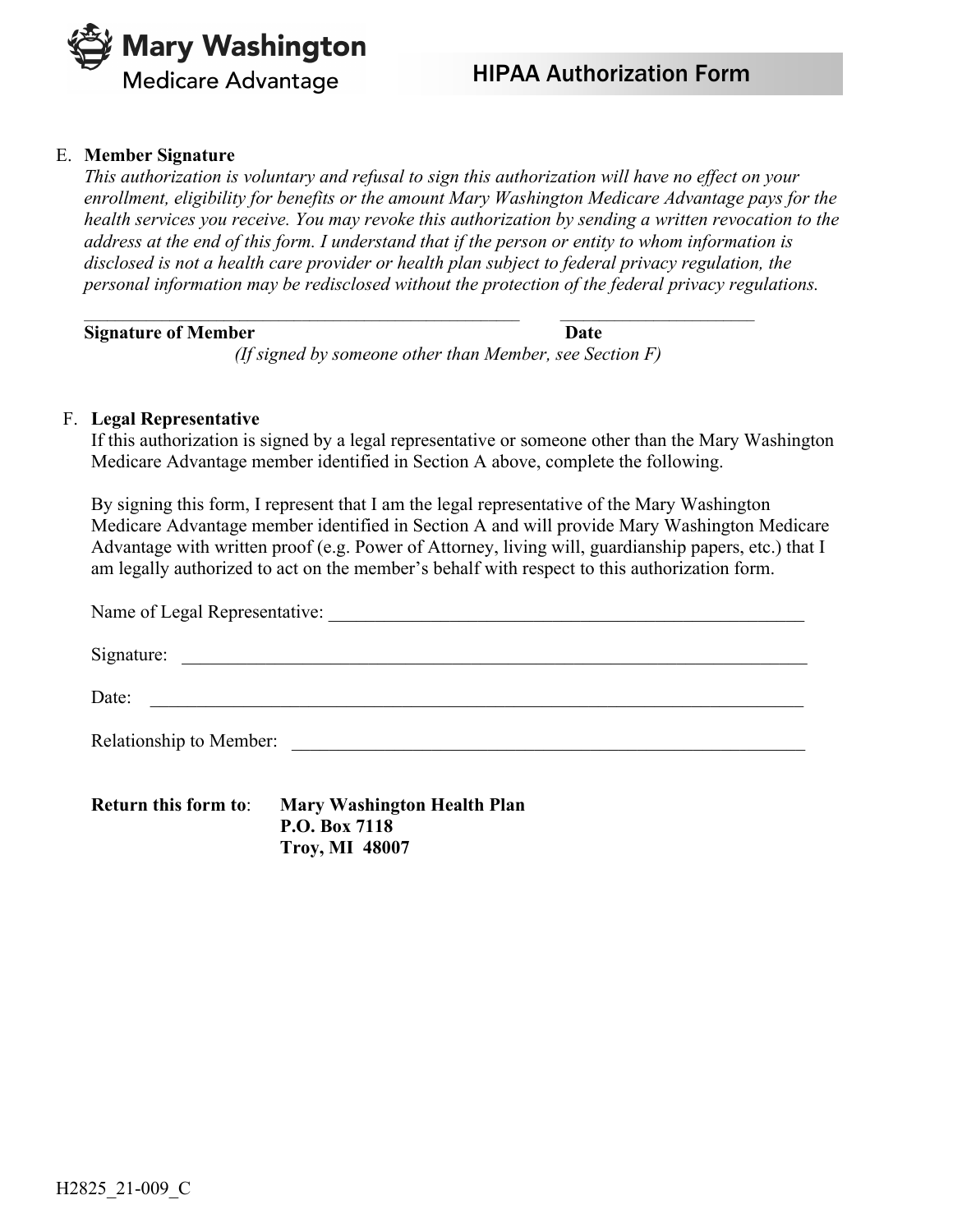E. **Member Signature**

*This authorization is voluntary and refusal to sign this authorization will have no effect on your enrollment, eligibility for benefits or the amount Mary Washington Medicare Advantage pays for the health services you receive. You may revoke this authorization by sending a written revocation to the address at the end of this form. I understand that if the person or entity to whom information is disclosed is not a health care provider or health plan subject to federal privacy regulation, the personal information may be redisclosed without the protection of the federal privacy regulations.*

_________________________________________________ _____________________

**Signature of Member** **Date**

*(If signed by someone other than Member, see Section F)*

F. **Legal Representative**

If this authorization is signed by a legal representative or someone other than the Mary Washington Medicare Advantage member identified in Section A above, complete the following.

By signing this form, I represent that I am the legal representative of the Mary Washington Medicare Advantage member identified in Section A and will provide Mary Washington Medicare Advantage with written proof (e.g. Power of Attorney, living will, guardianship papers, etc.) that I am legally authorized to act on the member's behalf with respect to this authorization form.

Name of Legal Representative: _____________________________________________________

Signature: _______________________________________________________________________

Date: ___________________________________________________________________________

Relationship to Member: ____________________________________________________________

**Return this form to**: **Mary Washington Health Plan**
**P.O. Box 7118**
**Troy, MI 48007**

H2825_21-009_C